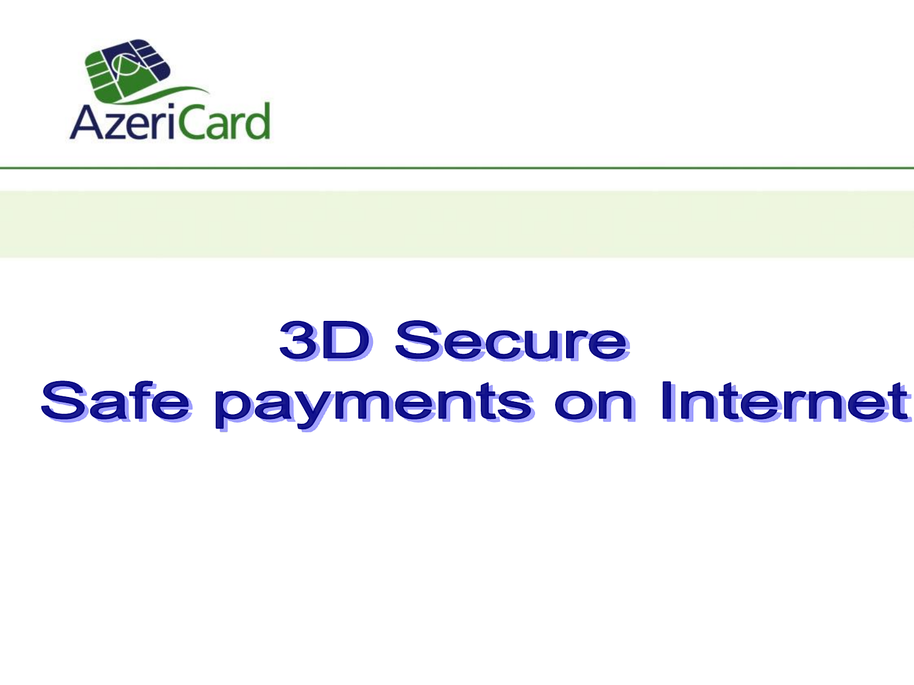AzeriCard

# 3D Secure
# Safe payments on Internet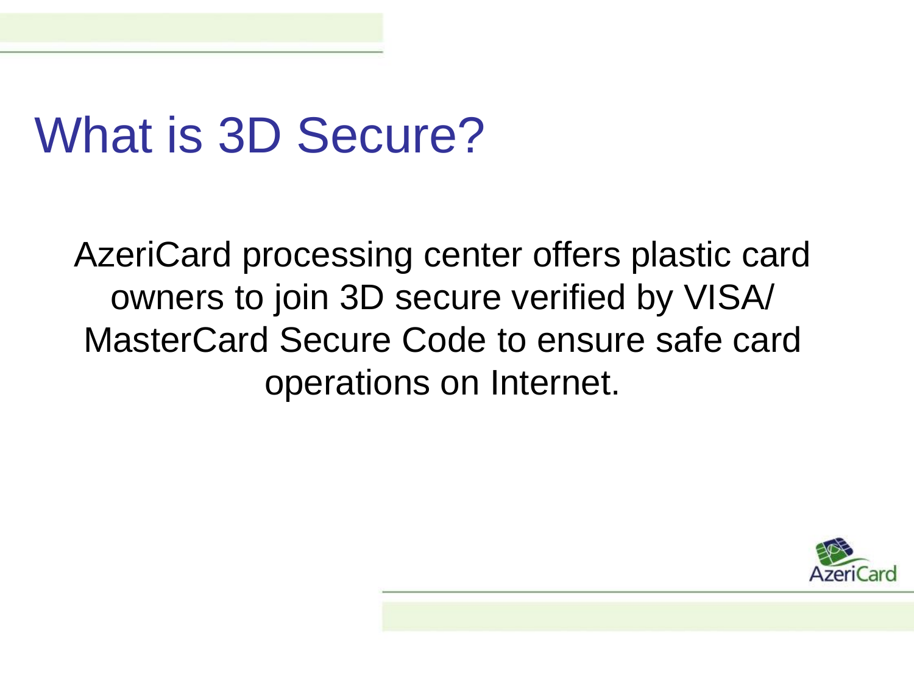# What is 3D Secure?

AzeriCard processing center offers plastic card owners to join 3D secure verified by VISA/ MasterCard Secure Code to ensure safe card operations on Internet.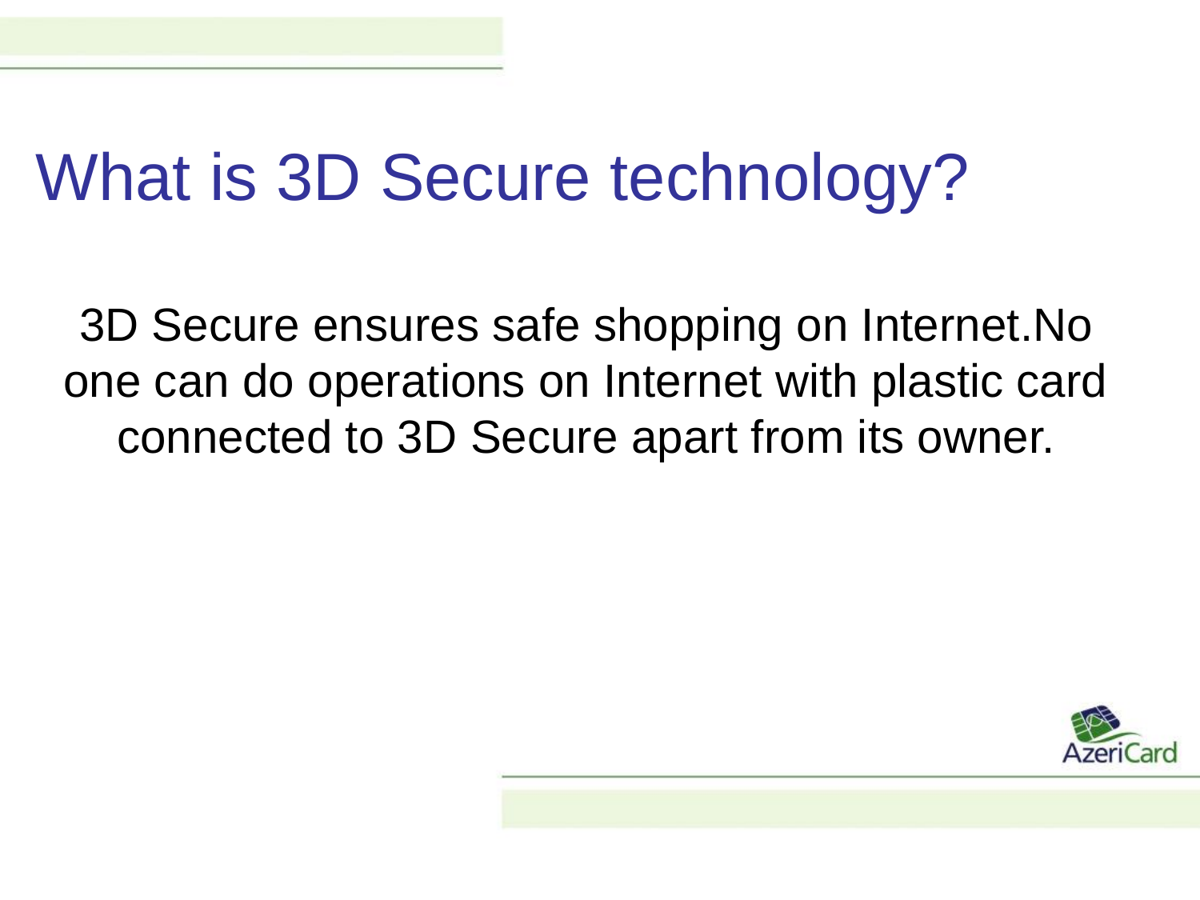# What is 3D Secure technology?

3D Secure ensures safe shopping on Internet.No one can do operations on Internet with plastic card connected to 3D Secure apart from its owner.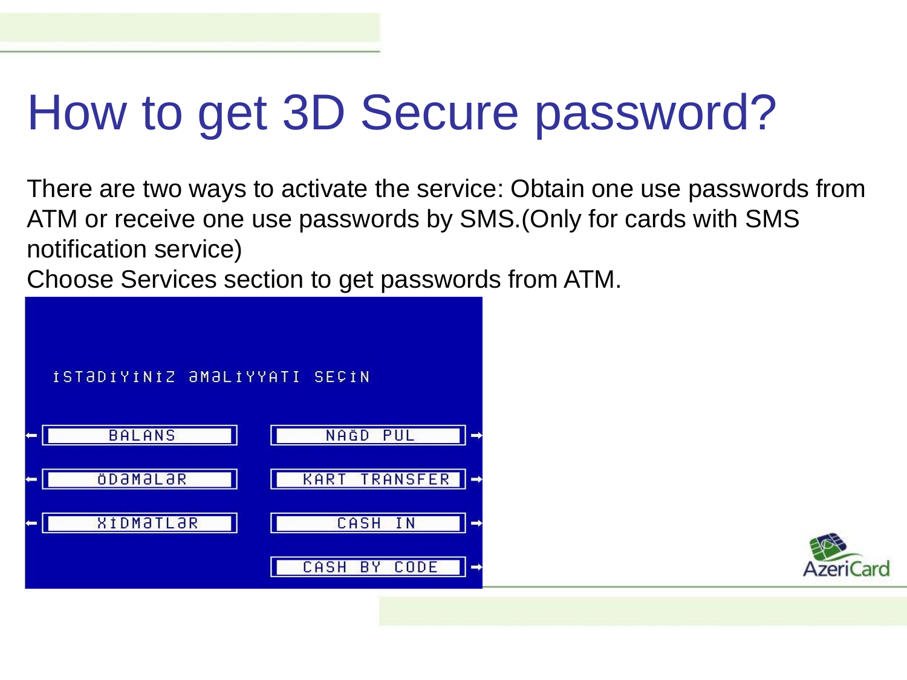# How to get 3D Secure password?

There are two ways to activate the service: Obtain one use passwords from ATM or receive one use passwords by SMS.(Only for cards with SMS notification service)

Choose Services section to get passwords from ATM.

İSTƏDİYİNİZ ƏMƏLİYYATI SEÇİN

| | |
|---|---|
| BALANS | NAĞD PUL |
| ÖDƏMƏLƏR | KART TRANSFER |
| XİDMƏTLƏR | CASH IN |
| | CASH BY CODE |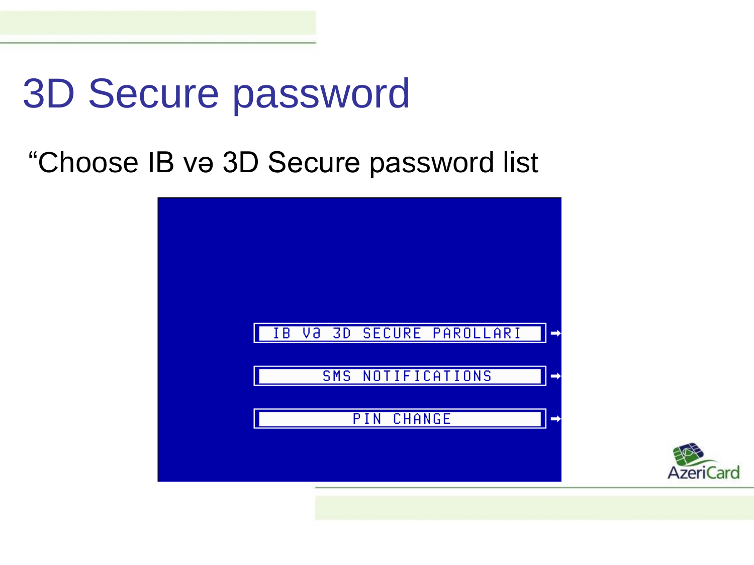# 3D Secure password

“Choose IB və 3D Secure password list

IB Və 3D SECURE PAROLLARI

SMS NOTIFICATIONS

PIN CHANGE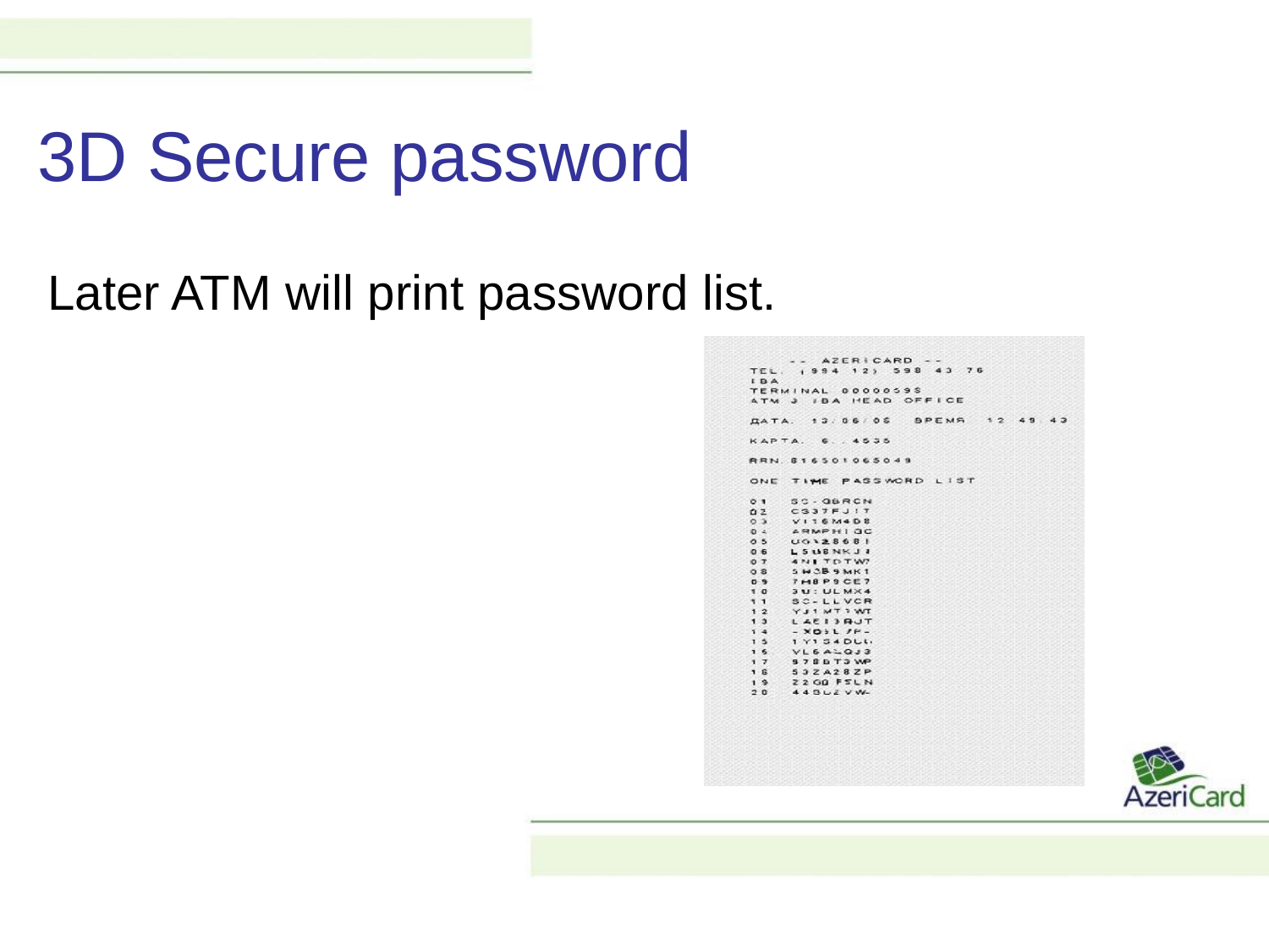# 3D Secure password

Later ATM will print password list.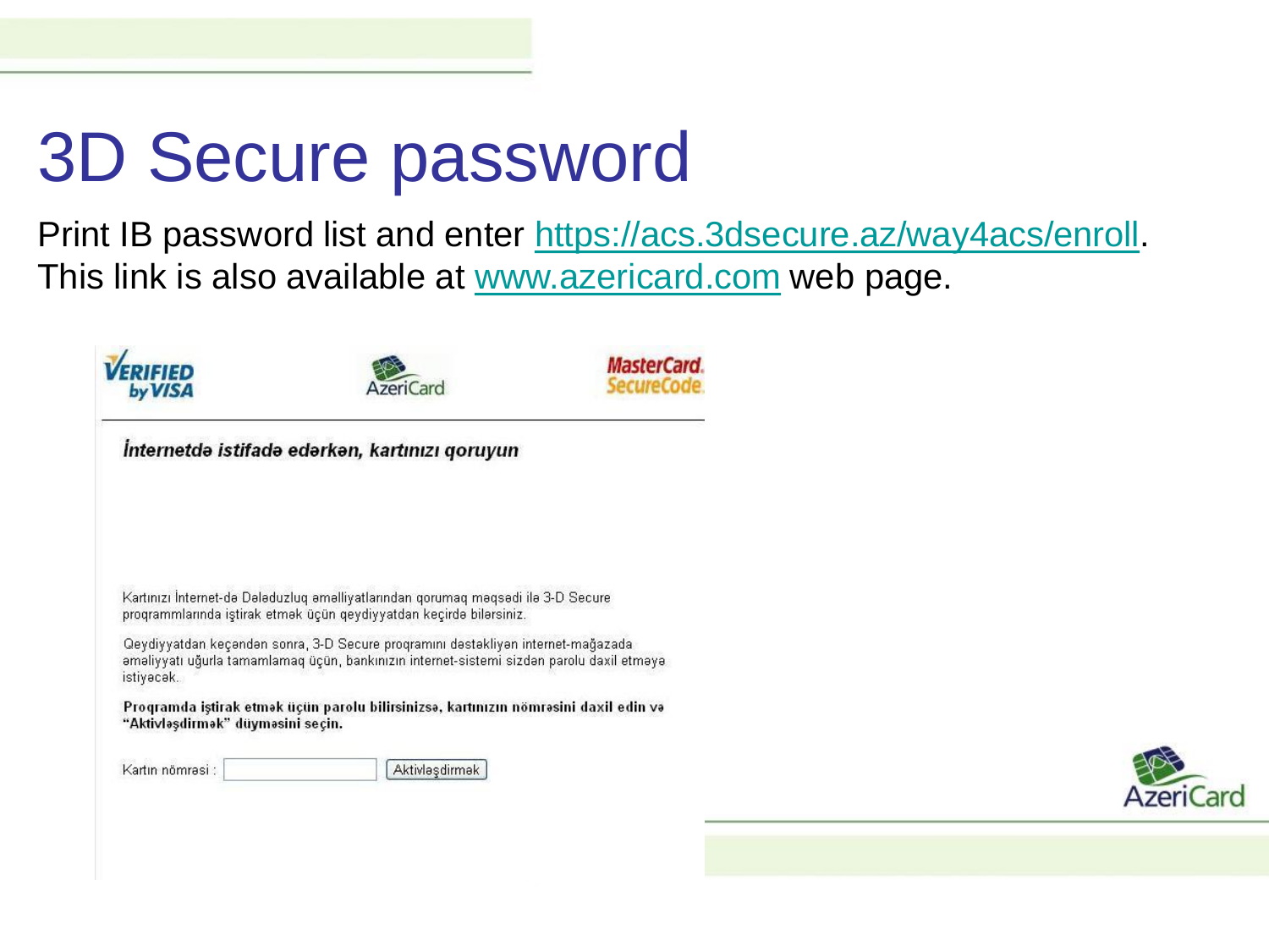# 3D Secure password

Print IB password list and enter https://acs.3dsecure.az/way4acs/enroll. This link is also available at www.azericard.com web page.

VERIFIED by VISA

AzeriCard

MasterCard. SecureCode.

*İnternetdə istifadə edərkən, kartınızı qoruyun*

Kartınızı İnternet-də Dələduzluq əməliyyatlarından qorumaq məqsədi ilə 3-D Secure proqramlarında iştirak etmək üçün qeydiyyatdan keçirdə bilərsiniz.

Qeydiyyatdan keçəndən sonra, 3-D Secure proqramını dəstəkliyən internet-mağazada əməliyyatı uğurla tamamlamaq üçün, bankınızın internet-sistemi sizdən parolu daxil etməyə istiyəcək.

**Proqramda iştirak etmək üçün parolu bilirsinizsə, kartınızın nömrəsini daxil edin və "Aktivləşdirmək" düyməsini seçin.**

Kartın nömrəsi : [ ] Aktivləşdirmək

AzeriCard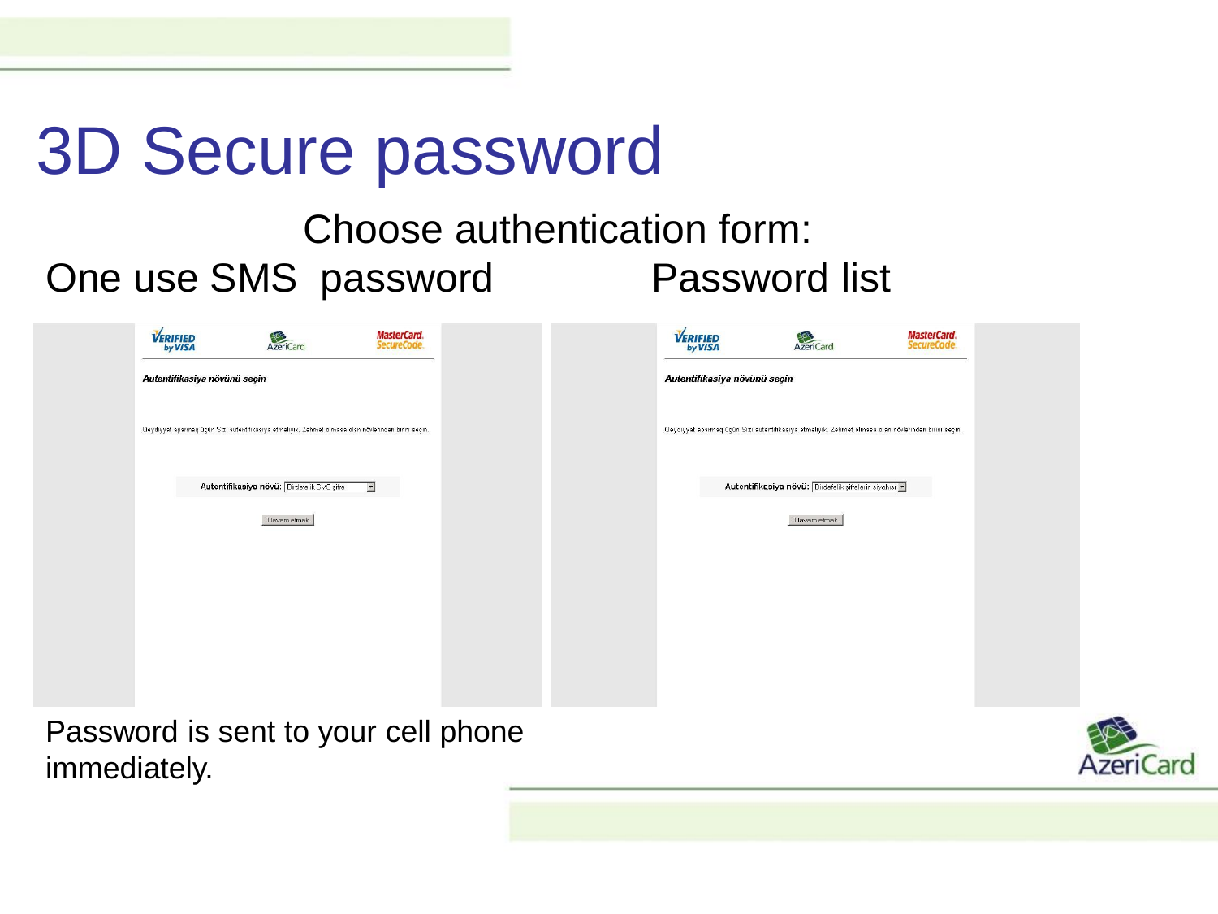# 3D Secure password

Choose authentication form:

One use SMS password

Password list

Autentifikasiya növünü seçin

Qeydiyyat aparmaq üçün Sizi autentifikasiya etməliyik. Zəhmət olmasa olan növlərindən birini seçin.

Autentifikasiya növü: Birdəfəlik SMS şifrə

Davam etmək

Autentifikasiya növünü seçin

Qeydiyyat aparmaq üçün Sizi autentifikasiya etməliyik. Zəhmət olmasa olan növlərindən birini seçin.

Autentifikasiya növü: Birdəfəlik şifrələrin siyahısı

Davam etmək

Password is sent to your cell phone immediately.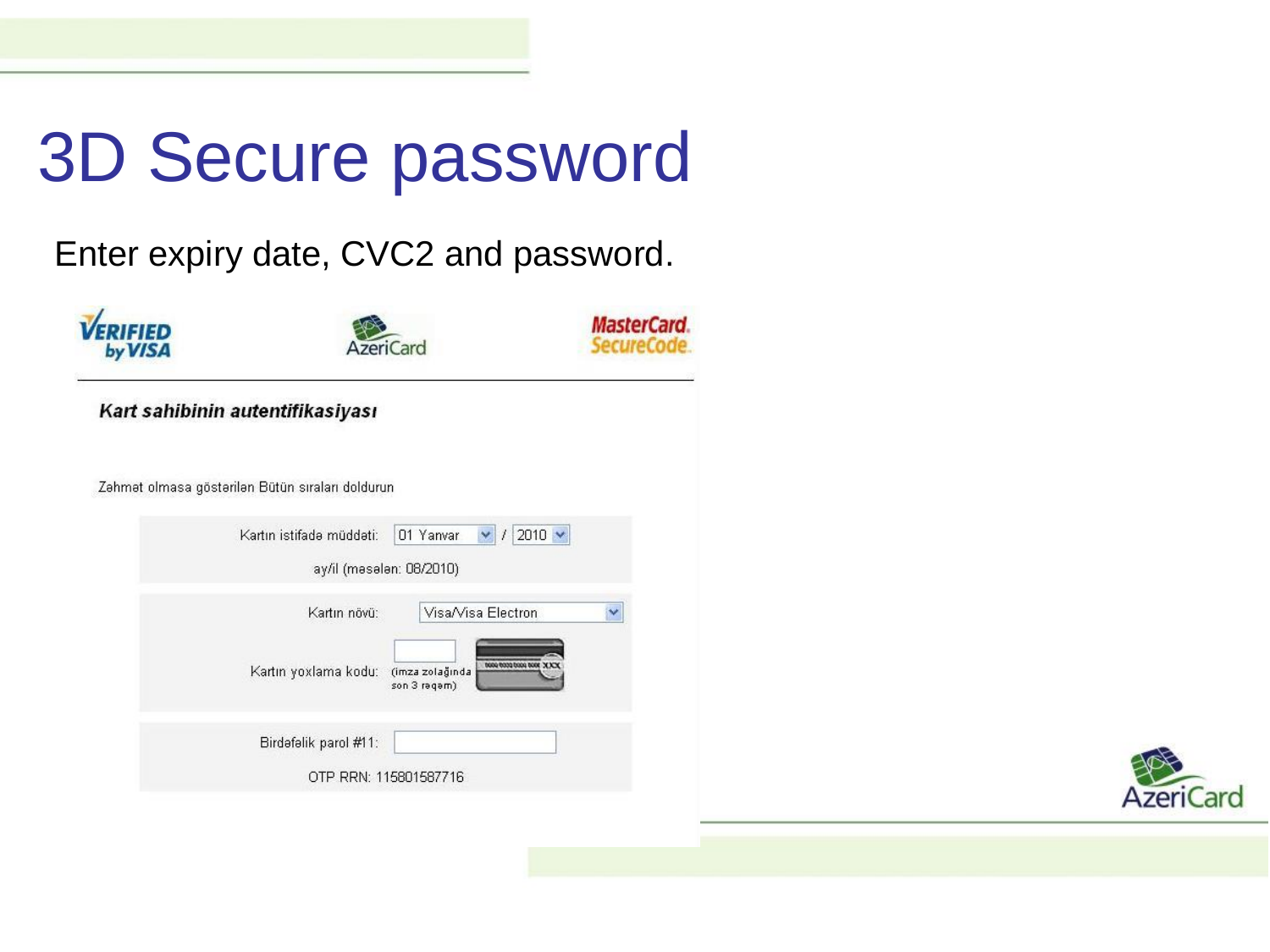# 3D Secure password

Enter expiry date, CVC2 and password.

VERIFIED by VISA | AzeriCard | MasterCard. SecureCode.

***Kart sahibinin autentifikasiyası***

Zəhmət olmasa göstərilən Bütün sıraları doldurun

Kartın istifadə müddəti: 01 Yanvar / 2010

ay/il (məsələn: 08/2010)

Kartın növü: Visa/Visa Electron

Kartın yoxlama kodu: (imza zolağında son 3 rəqəm)

Birdəfəlik parol #11:

OTP RRN: 115801587716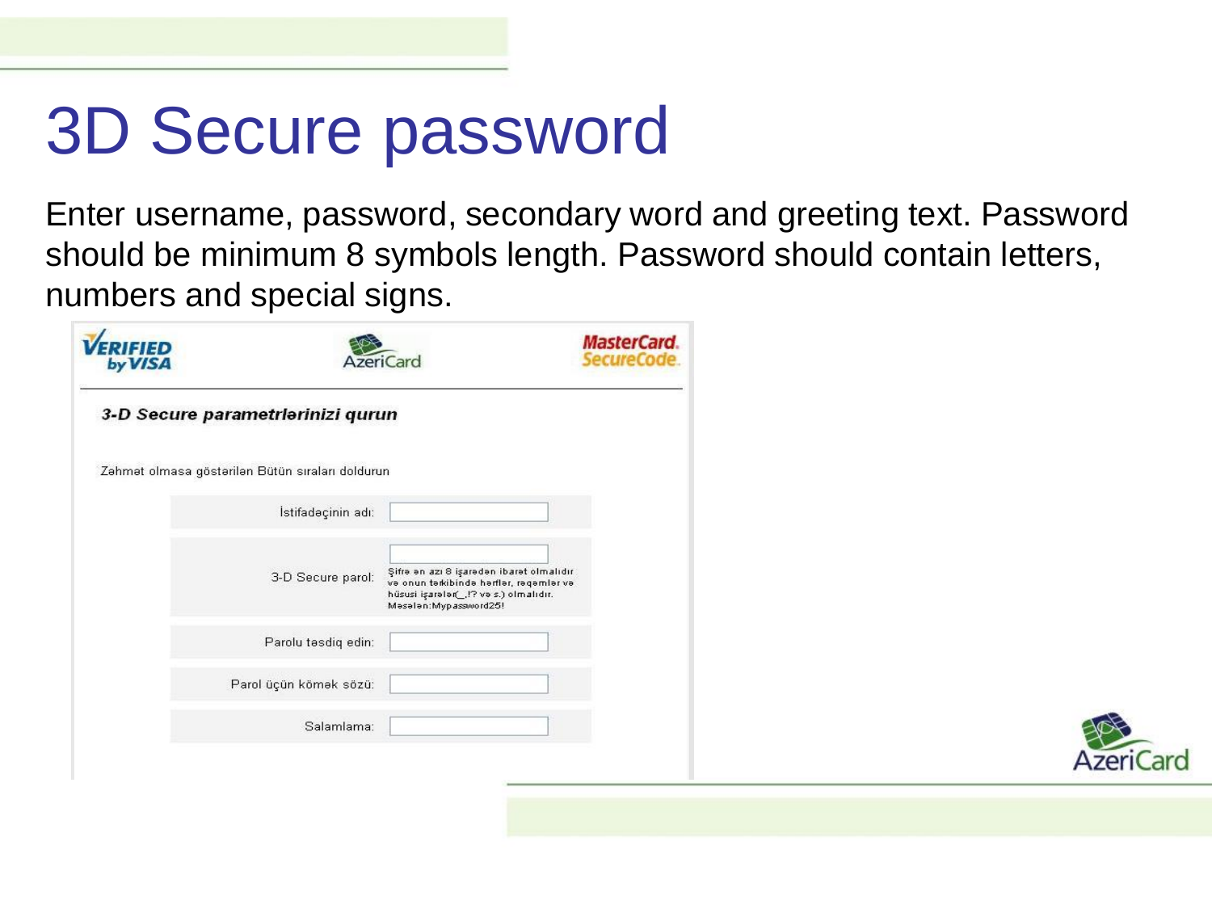# 3D Secure password

Enter username, password, secondary word and greeting text. Password should be minimum 8 symbols length. Password should contain letters, numbers and special signs.

VERIFIED by VISA | AzeriCard | MasterCard SecureCode

### 3-D Secure parametrlərinizi qurun

Zəhmət olmasa göstərilən Bütün sıraları doldurun

İstifadəçinin adı:

3-D Secure parol: Şifrə ən azı 8 işarədən ibarət olmalıdır və onun tərkibində hərflər, rəqəmlər və hüsusi işarələr(_,!? və s.) olmalıdır. Məsələn:Mypassword25!

Parolu təsdiq edin:

Parol üçün kömək sözü:

Salamlama: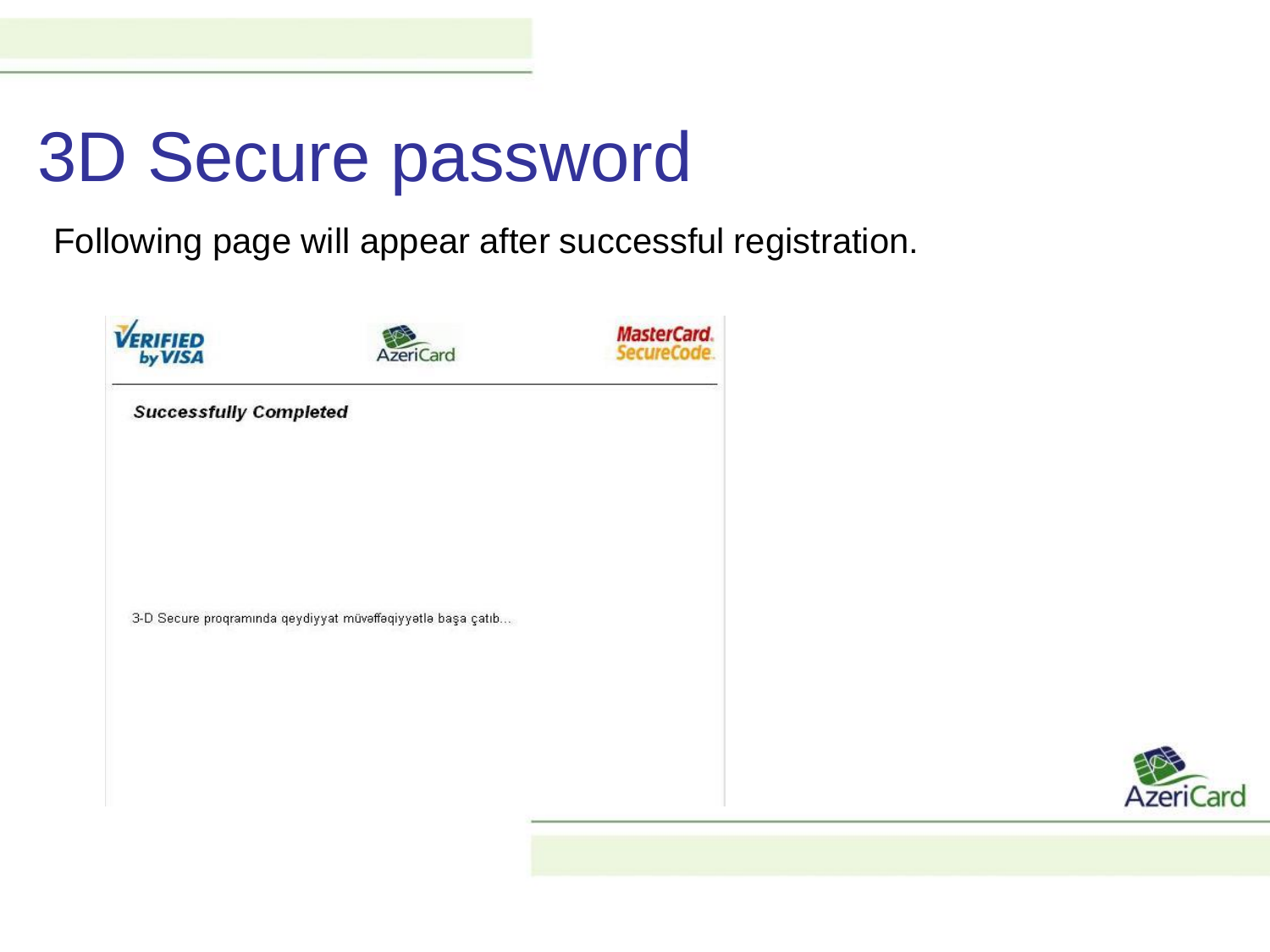# 3D Secure password

Following page will appear after successful registration.

VERIFIED by VISA | AzeriCard | MasterCard. SecureCode.

**Successfully Completed**

3-D Secure proqramında qeydiyyat müvəffəqiyyətlə başa çatıb...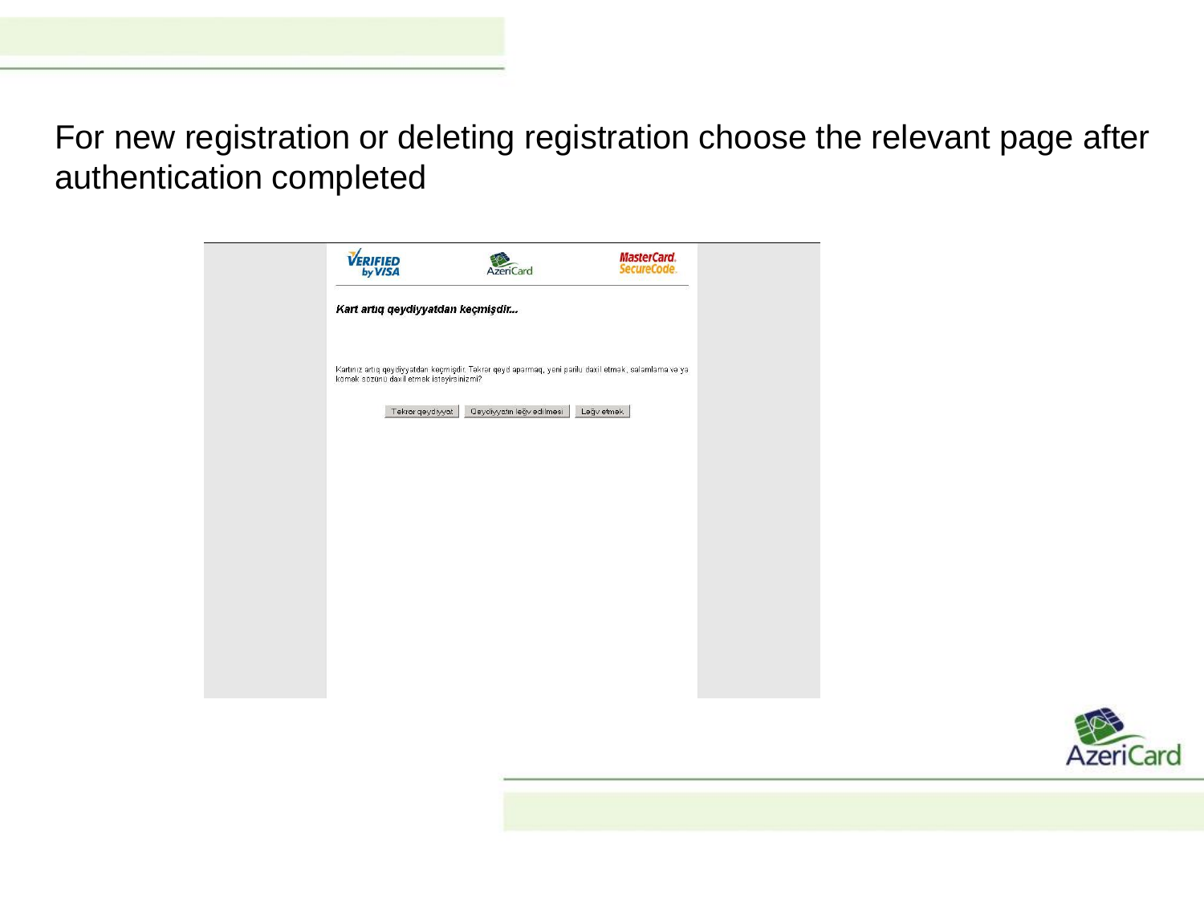For new registration or deleting registration choose the relevant page after authentication completed

**Kart artıq qeydiyyatdan keçmişdir...**

Kartınız artıq qeydiyyatdan keçmişdir. Təkrar qeyd aparmaq, yeni parilu daxil etmək, salamlama və ya kömək sözünü daxil etmək istəyirsinizmi?

Təkrar qeydiyyat | Qeydiyyatın ləğv edilməsi | Ləğv etmək